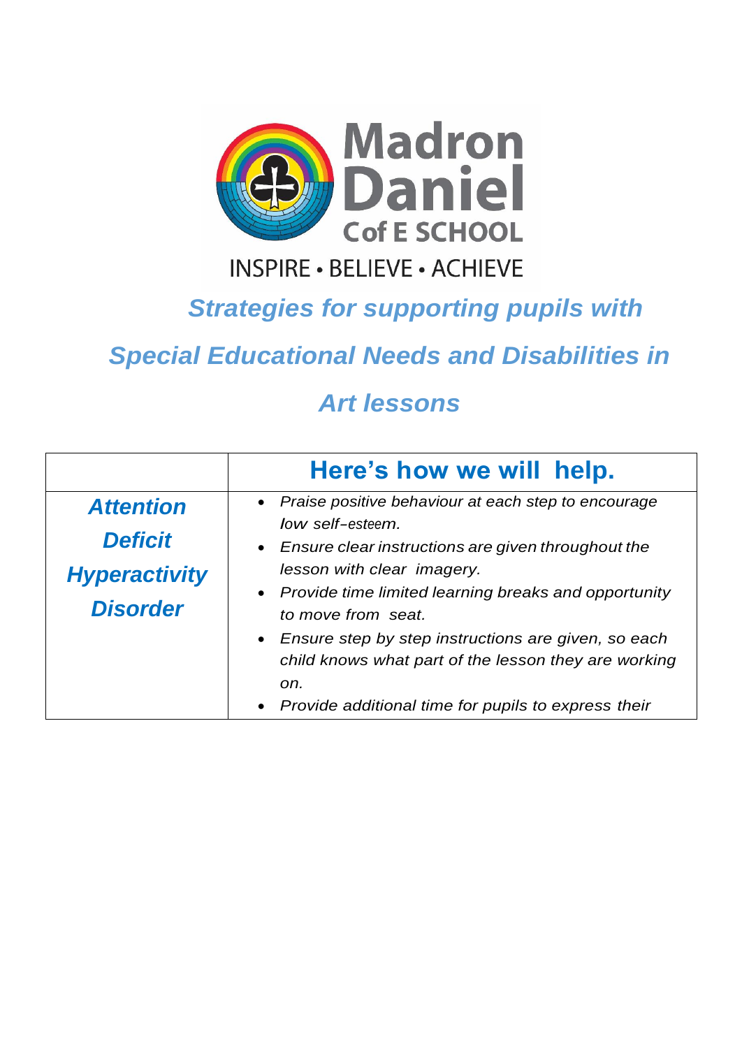Madron Daniel

Cof E SCHOOL

INSPIRE • BELIEVE • ACHIEVE

# *Strategies for supporting pupils with Special Educational Needs and Disabilities in Art lessons*

| | **Here's how we will help.** |
|---|---|
| ***Attention Deficit Hyperactivity Disorder*** | • *Praise positive behaviour at each step to encourage low self-esteem.*<br>• *Ensure clear instructions are given throughout the lesson with clear imagery.*<br>• *Provide time limited learning breaks and opportunity to move from seat.*<br>• *Ensure step by step instructions are given, so each child knows what part of the lesson they are working on.*<br>• *Provide additional time for pupils to express their* |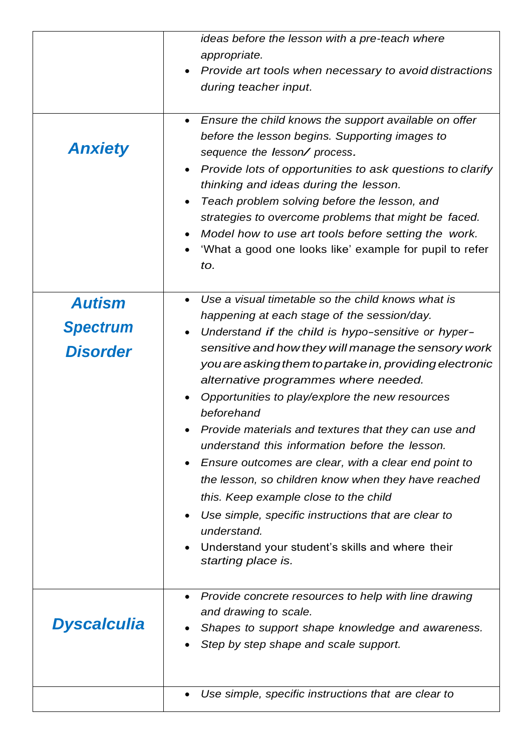| | |
|---|---|
| | *ideas before the lesson with a pre-teach where appropriate.*<br>• *Provide art tools when necessary to avoid distractions during teacher input.* |
| ***Anxiety*** | • *Ensure the child knows the support available on offer before the lesson begins. Supporting images to sequence the lesson/ process.*<br>• *Provide lots of opportunities to ask questions to clarify thinking and ideas during the lesson.*<br>• *Teach problem solving before the lesson, and strategies to overcome problems that might be faced.*<br>• *Model how to use art tools before setting the work.*<br>• 'What a good one looks like' example for pupil to refer *to.* |
| ***Autism Spectrum Disorder*** | • *Use a visual timetable so the child knows what is happening at each stage of the session/day.*<br>• *Understand if the child is hypo-sensitive or hyper-sensitive and how they will manage the sensory work you are asking them to partake in, providing electronic alternative programmes where needed.*<br>• *Opportunities to play/explore the new resources beforehand*<br>• *Provide materials and textures that they can use and understand this information before the lesson.*<br>• *Ensure outcomes are clear, with a clear end point to the lesson, so children know when they have reached this. Keep example close to the child*<br>• *Use simple, specific instructions that are clear to understand.*<br>• Understand your student's skills and where their *starting place is.* |
| ***Dyscalculia*** | • *Provide concrete resources to help with line drawing and drawing to scale.*<br>• *Shapes to support shape knowledge and awareness.*<br>• *Step by step shape and scale support.* |
| | • *Use simple, specific instructions that are clear to* |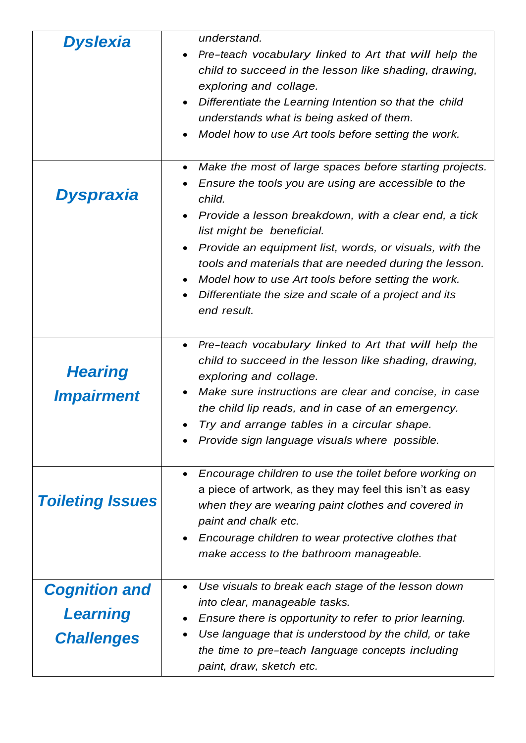| | |
|---|---|
| ***Dyslexia*** | *understand.*<br>• *Pre-teach vocabulary linked to Art that will help the child to succeed in the lesson like shading, drawing, exploring and collage.*<br>• *Differentiate the Learning Intention so that the child understands what is being asked of them.*<br>• *Model how to use Art tools before setting the work.* |
| ***Dyspraxia*** | • *Make the most of large spaces before starting projects.*<br>• *Ensure the tools you are using are accessible to the child.*<br>• *Provide a lesson breakdown, with a clear end, a tick list might be beneficial.*<br>• *Provide an equipment list, words, or visuals, with the tools and materials that are needed during the lesson.*<br>• *Model how to use Art tools before setting the work.*<br>• *Differentiate the size and scale of a project and its end result.* |
| ***Hearing Impairment*** | • *Pre-teach vocabulary linked to Art that will help the child to succeed in the lesson like shading, drawing, exploring and collage.*<br>• *Make sure instructions are clear and concise, in case the child lip reads, and in case of an emergency.*<br>• *Try and arrange tables in a circular shape.*<br>• *Provide sign language visuals where possible.* |
| ***Toileting Issues*** | • *Encourage children to use the toilet before working on* a piece of artwork, as they may feel this isn't as easy *when they are wearing paint clothes and covered in paint and chalk etc.*<br>• *Encourage children to wear protective clothes that make access to the bathroom manageable.* |
| ***Cognition and Learning Challenges*** | • *Use visuals to break each stage of the lesson down into clear, manageable tasks.*<br>• *Ensure there is opportunity to refer to prior learning.*<br>• *Use language that is understood by the child, or take the time to pre-teach language concepts including paint, draw, sketch etc.* |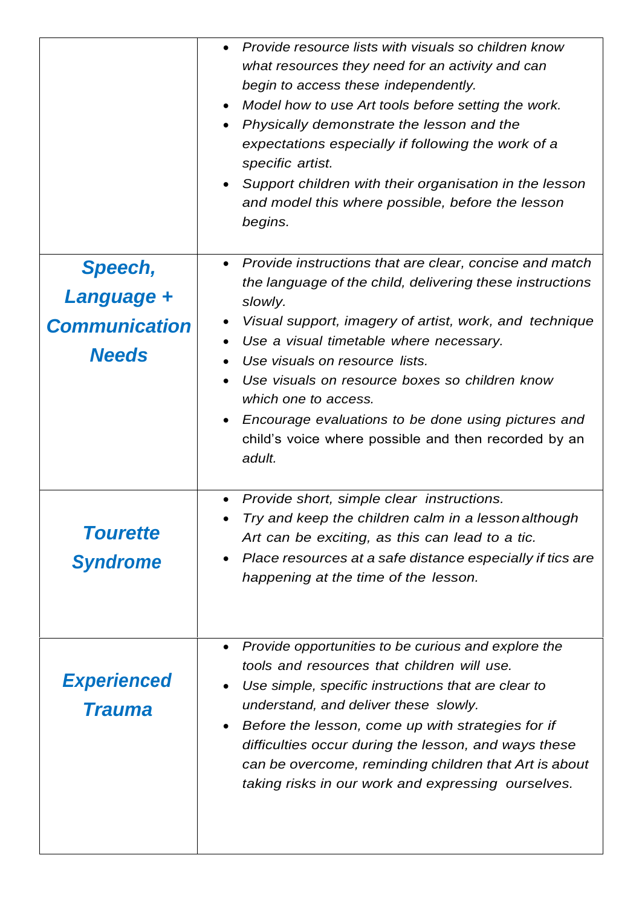| | |
|---|---|
| | • *Provide resource lists with visuals so children know what resources they need for an activity and can begin to access these independently.*<br>• *Model how to use Art tools before setting the work.*<br>• *Physically demonstrate the lesson and the expectations especially if following the work of a specific artist.*<br>• *Support children with their organisation in the lesson and model this where possible, before the lesson begins.* |
| ***Speech, Language + Communication Needs*** | • *Provide instructions that are clear, concise and match the language of the child, delivering these instructions slowly.*<br>• *Visual support, imagery of artist, work, and technique*<br>• *Use a visual timetable where necessary.*<br>• *Use visuals on resource lists.*<br>• *Use visuals on resource boxes so children know which one to access.*<br>• *Encourage evaluations to be done using pictures and* child's voice where possible and then recorded by an *adult.* |
| ***Tourette Syndrome*** | • *Provide short, simple clear instructions.*<br>• *Try and keep the children calm in a lesson although Art can be exciting, as this can lead to a tic.*<br>• *Place resources at a safe distance especially if tics are happening at the time of the lesson.* |
| ***Experienced Trauma*** | • *Provide opportunities to be curious and explore the tools and resources that children will use.*<br>• *Use simple, specific instructions that are clear to understand, and deliver these slowly.*<br>• *Before the lesson, come up with strategies for if difficulties occur during the lesson, and ways these can be overcome, reminding children that Art is about taking risks in our work and expressing ourselves.* |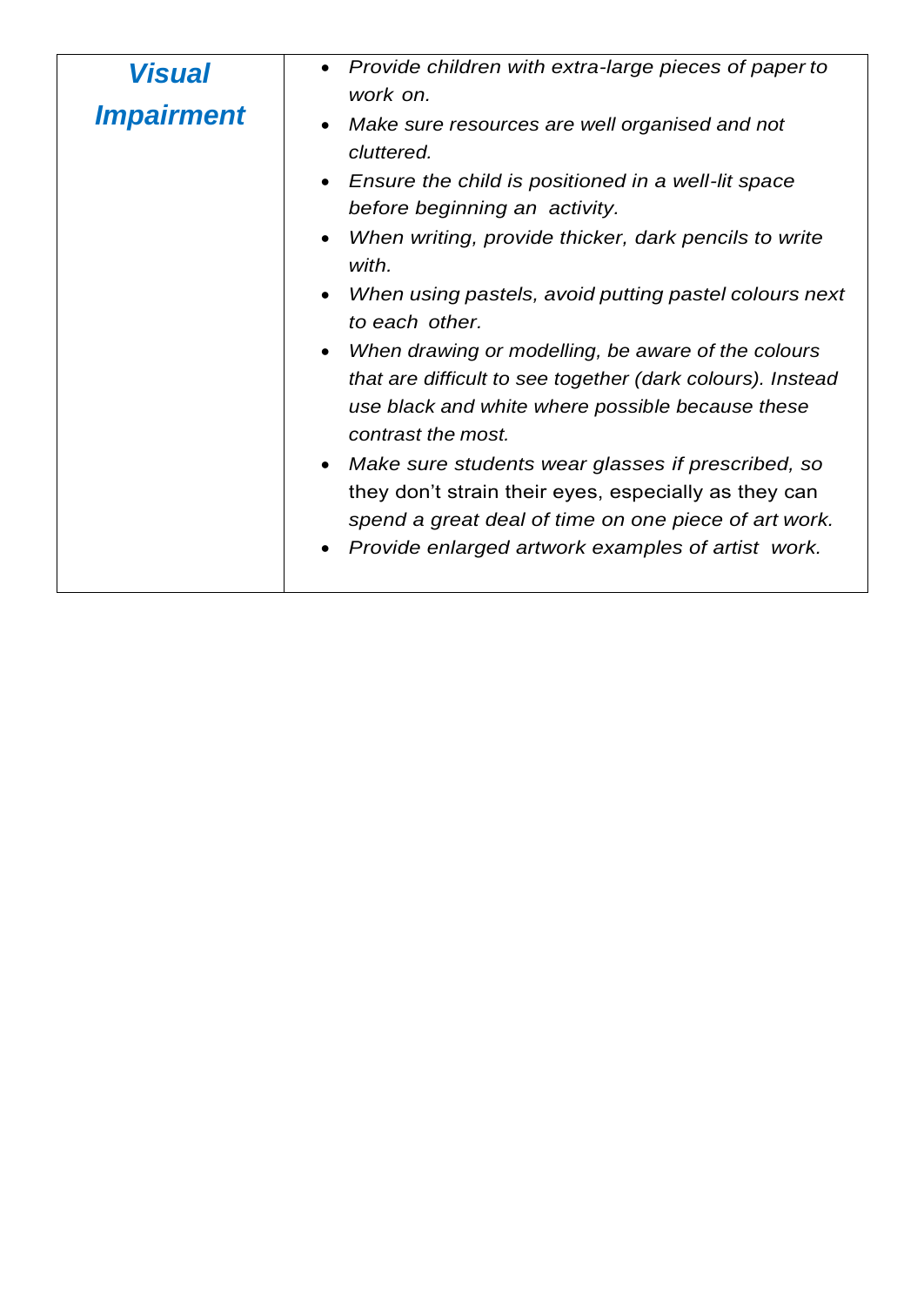| | |
|---|---|
| ***Visual Impairment*** | • *Provide children with extra-large pieces of paper to work on.*<br>• *Make sure resources are well organised and not cluttered.*<br>• *Ensure the child is positioned in a well-lit space before beginning an activity.*<br>• *When writing, provide thicker, dark pencils to write with.*<br>• *When using pastels, avoid putting pastel colours next to each other.*<br>• *When drawing or modelling, be aware of the colours that are difficult to see together (dark colours). Instead use black and white where possible because these contrast the most.*<br>• *Make sure students wear glasses if prescribed, so* they don't strain their eyes, especially as they can *spend a great deal of time on one piece of art work.*<br>• *Provide enlarged artwork examples of artist work.* |